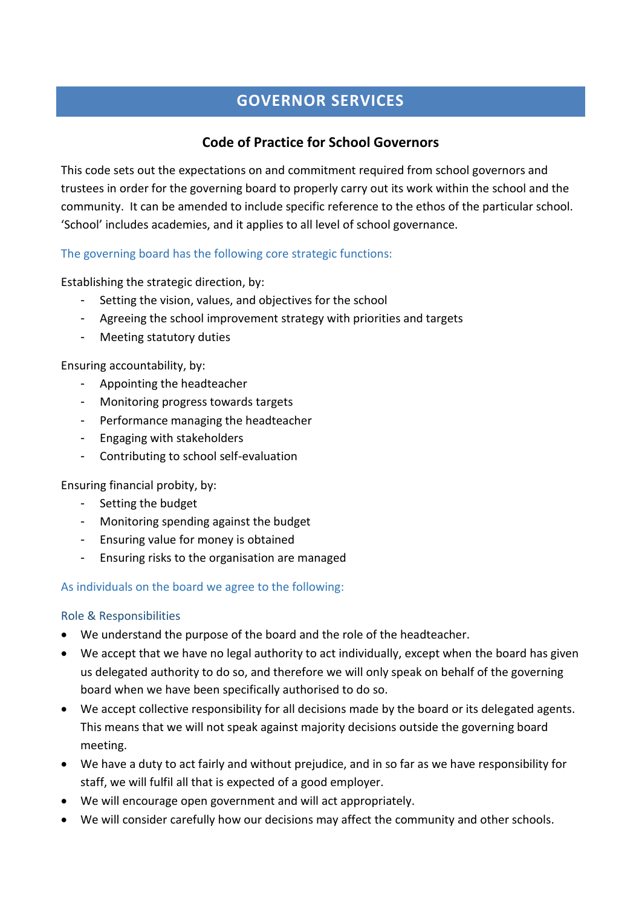# GOVERNOR SERVICES

## Code of Practice for School Governors

This code sets out the expectations on and commitment required from school governors and trustees in order for the governing board to properly carry out its work within the school and the community. It can be amended to include specific reference to the ethos of the particular school. 'School' includes academies, and it applies to all level of school governance.

### The governing board has the following core strategic functions:

Establishing the strategic direction, by:

- Setting the vision, values, and objectives for the school
- Agreeing the school improvement strategy with priorities and targets
- Meeting statutory duties

Ensuring accountability, by:

- Appointing the headteacher
- Monitoring progress towards targets
- Performance managing the headteacher
- Engaging with stakeholders
- Contributing to school self-evaluation

Ensuring financial probity, by:

- Setting the budget
- Monitoring spending against the budget
- Ensuring value for money is obtained
- Ensuring risks to the organisation are managed

### As individuals on the board we agree to the following:

#### Role & Responsibilities

- We understand the purpose of the board and the role of the headteacher.
- We accept that we have no legal authority to act individually, except when the board has given us delegated authority to do so, and therefore we will only speak on behalf of the governing board when we have been specifically authorised to do so.
- We accept collective responsibility for all decisions made by the board or its delegated agents. This means that we will not speak against majority decisions outside the governing board meeting.
- We have a duty to act fairly and without prejudice, and in so far as we have responsibility for staff, we will fulfil all that is expected of a good employer.
- We will encourage open government and will act appropriately.
- We will consider carefully how our decisions may affect the community and other schools.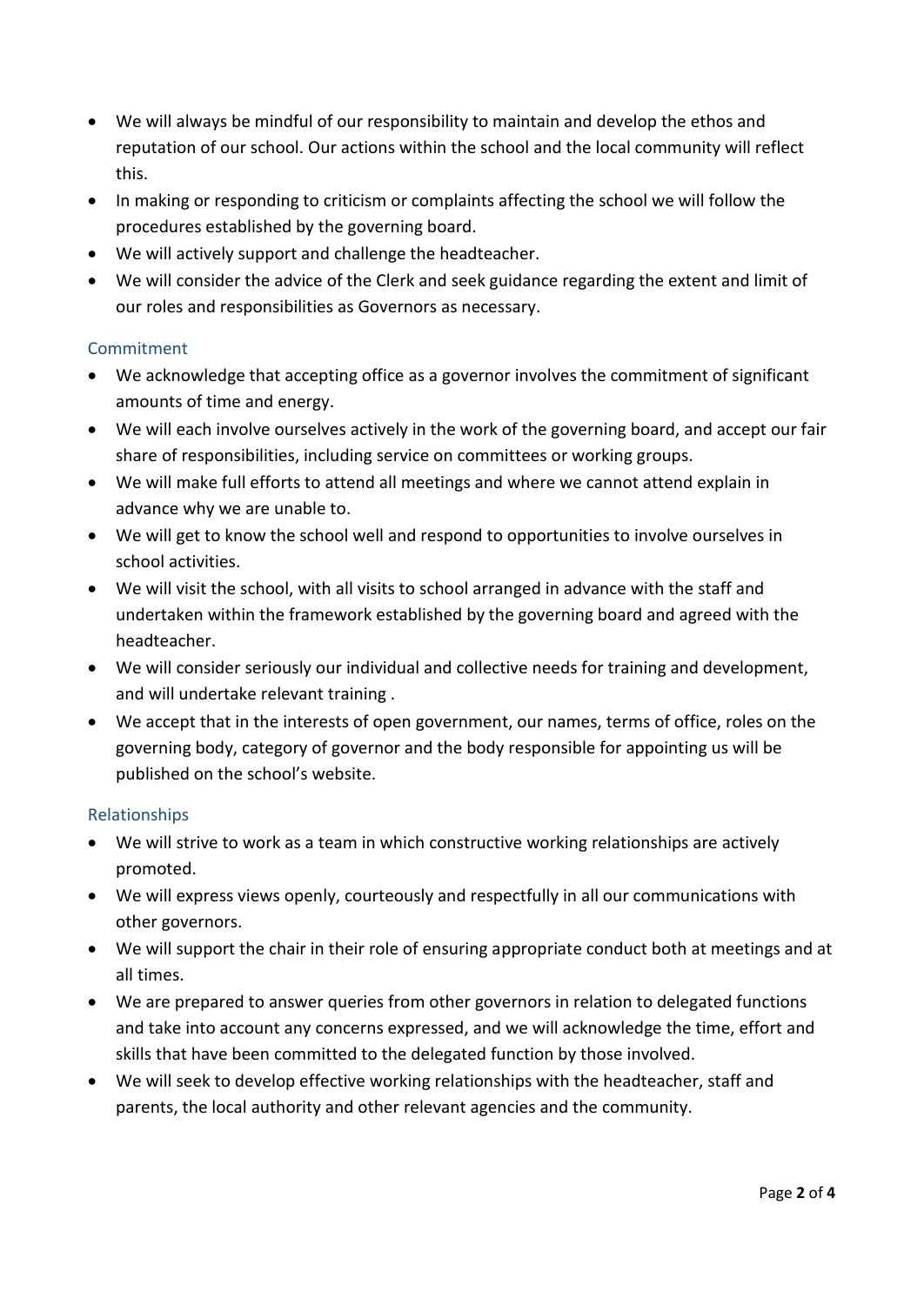- We will always be mindful of our responsibility to maintain and develop the ethos and reputation of our school. Our actions within the school and the local community will reflect this.
- In making or responding to criticism or complaints affecting the school we will follow the procedures established by the governing board.
- We will actively support and challenge the headteacher.
- We will consider the advice of the Clerk and seek guidance regarding the extent and limit of our roles and responsibilities as Governors as necessary.

## Commitment

- We acknowledge that accepting office as a governor involves the commitment of significant amounts of time and energy.
- We will each involve ourselves actively in the work of the governing board, and accept our fair share of responsibilities, including service on committees or working groups.
- We will make full efforts to attend all meetings and where we cannot attend explain in advance why we are unable to.
- We will get to know the school well and respond to opportunities to involve ourselves in school activities.
- We will visit the school, with all visits to school arranged in advance with the staff and undertaken within the framework established by the governing board and agreed with the headteacher.
- We will consider seriously our individual and collective needs for training and development, and will undertake relevant training .
- We accept that in the interests of open government, our names, terms of office, roles on the governing body, category of governor and the body responsible for appointing us will be published on the school's website.

## Relationships

- We will strive to work as a team in which constructive working relationships are actively promoted.
- We will express views openly, courteously and respectfully in all our communications with other governors.
- We will support the chair in their role of ensuring appropriate conduct both at meetings and at all times.
- We are prepared to answer queries from other governors in relation to delegated functions and take into account any concerns expressed, and we will acknowledge the time, effort and skills that have been committed to the delegated function by those involved.
- We will seek to develop effective working relationships with the headteacher, staff and parents, the local authority and other relevant agencies and the community.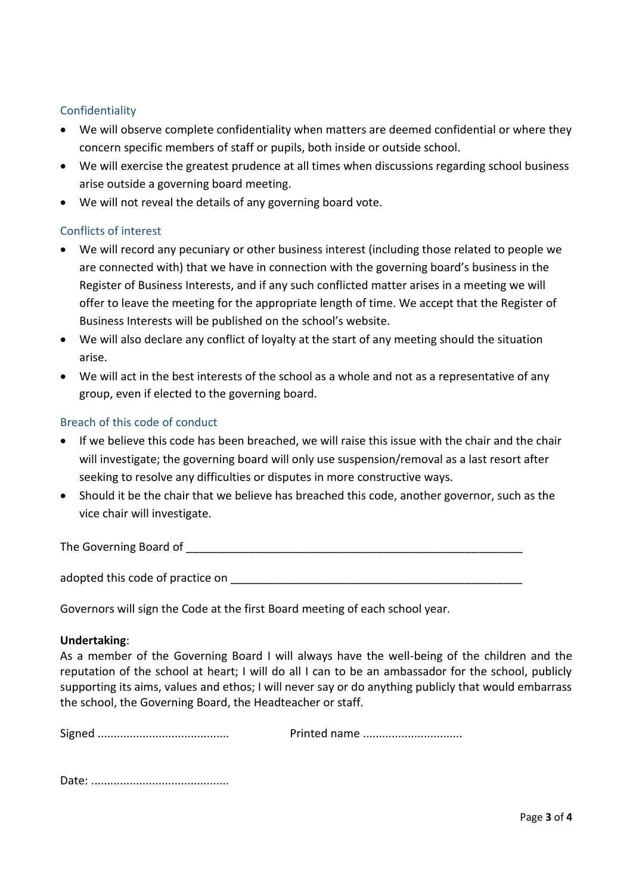## Confidentiality

- We will observe complete confidentiality when matters are deemed confidential or where they concern specific members of staff or pupils, both inside or outside school.
- We will exercise the greatest prudence at all times when discussions regarding school business arise outside a governing board meeting.
- We will not reveal the details of any governing board vote.

## Conflicts of interest

- We will record any pecuniary or other business interest (including those related to people we are connected with) that we have in connection with the governing board's business in the Register of Business Interests, and if any such conflicted matter arises in a meeting we will offer to leave the meeting for the appropriate length of time. We accept that the Register of Business Interests will be published on the school's website.
- We will also declare any conflict of loyalty at the start of any meeting should the situation arise.
- We will act in the best interests of the school as a whole and not as a representative of any group, even if elected to the governing board.

## Breach of this code of conduct

- If we believe this code has been breached, we will raise this issue with the chair and the chair will investigate; the governing board will only use suspension/removal as a last resort after seeking to resolve any difficulties or disputes in more constructive ways.
- Should it be the chair that we believe has breached this code, another governor, such as the vice chair will investigate.

The Governing Board of ________________________________________________________

adopted this code of practice on ________________________________________________

Governors will sign the Code at the first Board meeting of each school year.

**Undertaking**:
As a member of the Governing Board I will always have the well-being of the children and the reputation of the school at heart; I will do all I can to be an ambassador for the school, publicly supporting its aims, values and ethos; I will never say or do anything publicly that would embarrass the school, the Governing Board, the Headteacher or staff.

Signed .........................................     Printed name ..............................

Date: ..........................................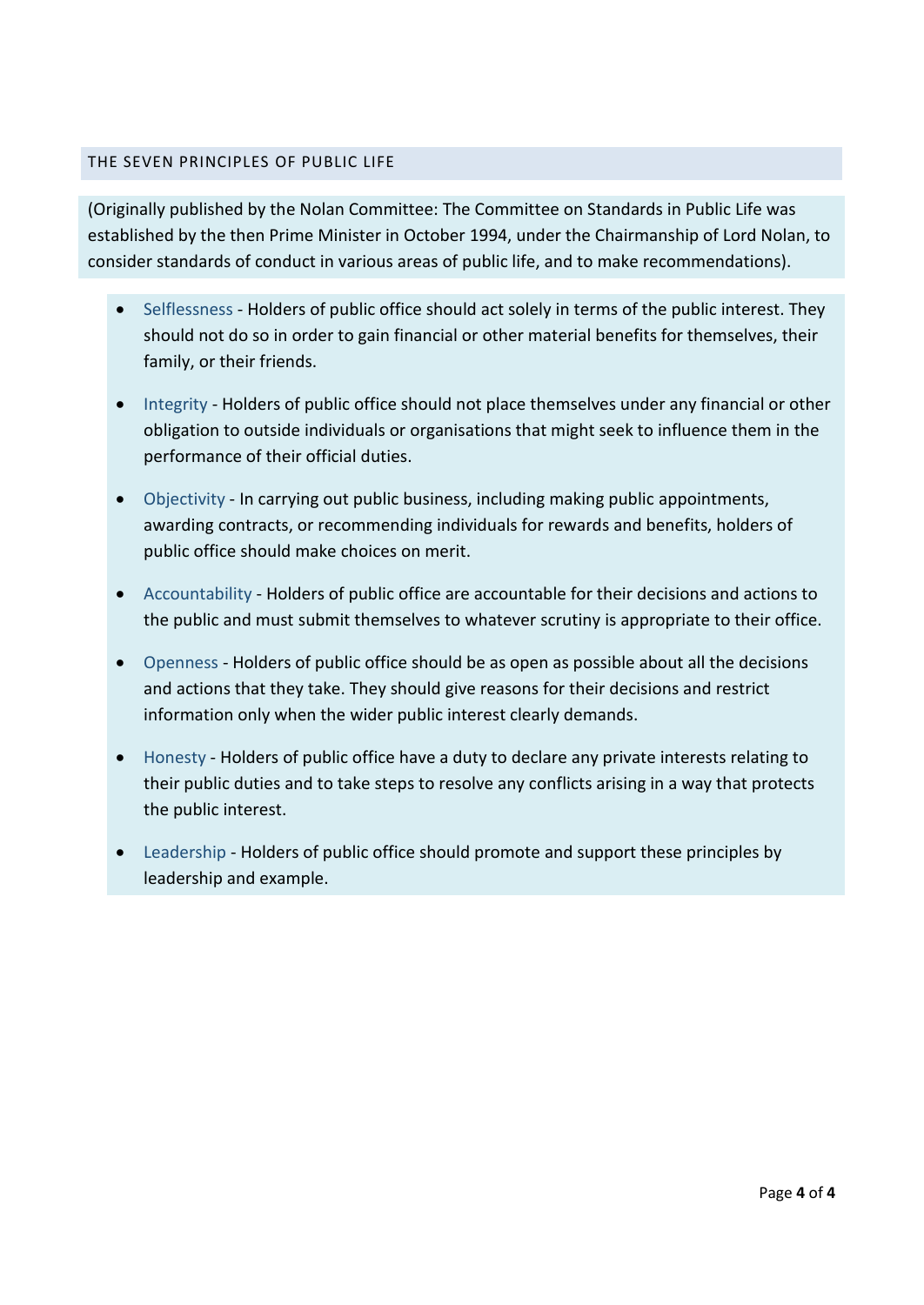## THE SEVEN PRINCIPLES OF PUBLIC LIFE

(Originally published by the Nolan Committee: The Committee on Standards in Public Life was established by the then Prime Minister in October 1994, under the Chairmanship of Lord Nolan, to consider standards of conduct in various areas of public life, and to make recommendations).

- Selflessness - Holders of public office should act solely in terms of the public interest. They should not do so in order to gain financial or other material benefits for themselves, their family, or their friends.

- Integrity - Holders of public office should not place themselves under any financial or other obligation to outside individuals or organisations that might seek to influence them in the performance of their official duties.

- Objectivity - In carrying out public business, including making public appointments, awarding contracts, or recommending individuals for rewards and benefits, holders of public office should make choices on merit.

- Accountability - Holders of public office are accountable for their decisions and actions to the public and must submit themselves to whatever scrutiny is appropriate to their office.

- Openness - Holders of public office should be as open as possible about all the decisions and actions that they take. They should give reasons for their decisions and restrict information only when the wider public interest clearly demands.

- Honesty - Holders of public office have a duty to declare any private interests relating to their public duties and to take steps to resolve any conflicts arising in a way that protects the public interest.

- Leadership - Holders of public office should promote and support these principles by leadership and example.